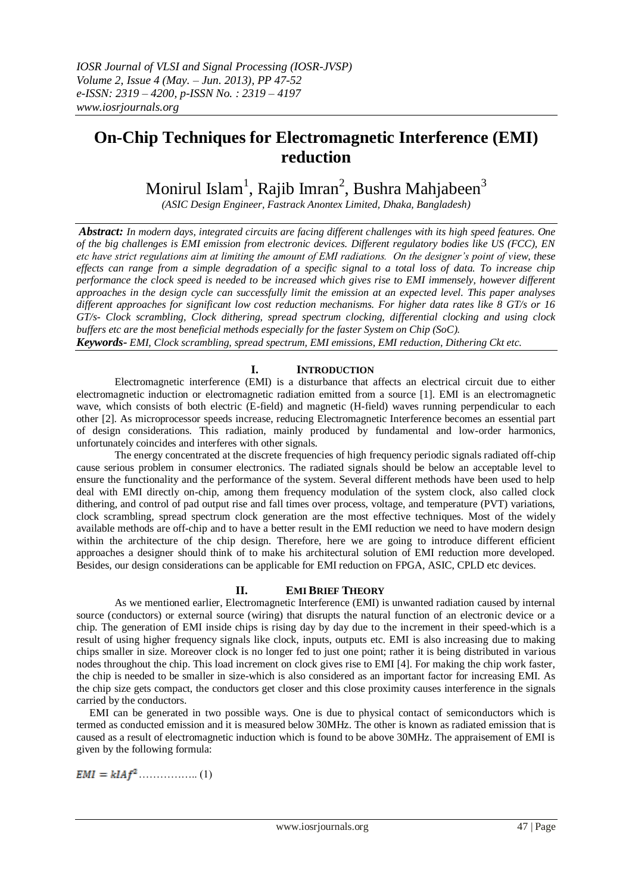# On-Chip Techniques for Electromagnetic Interference (EMI) reduction

Monirul Islam[1], Rajib Imran[2], Bushra Mahjabeen[3]

*(ASIC Design Engineer, Fastrack Anontex Limited, Dhaka, Bangladesh)*

***Abstract:*** *In modern days, integrated circuits are facing different challenges with its high speed features. One of the big challenges is EMI emission from electronic devices. Different regulatory bodies like US (FCC), EN etc have strict regulations aim at limiting the amount of EMI radiations. On the designer's point of view, these effects can range from a simple degradation of a specific signal to a total loss of data. To increase chip performance the clock speed is needed to be increased which gives rise to EMI immensely, however different approaches in the design cycle can successfully limit the emission at an expected level. This paper analyses different approaches for significant low cost reduction mechanisms. For higher data rates like 8 GT/s or 16 GT/s- Clock scrambling, Clock dithering, spread spectrum clocking, differential clocking and using clock buffers etc are the most beneficial methods especially for the faster System on Chip (SoC).*

***Keywords-*** *EMI, Clock scrambling, spread spectrum, EMI emissions, EMI reduction, Dithering Ckt etc.*

## I. Introduction

Electromagnetic interference (EMI) is a disturbance that affects an electrical circuit due to either electromagnetic induction or electromagnetic radiation emitted from a source [1]. EMI is an electromagnetic wave, which consists of both electric (E-field) and magnetic (H-field) waves running perpendicular to each other [2]. As microprocessor speeds increase, reducing Electromagnetic Interference becomes an essential part of design considerations. This radiation, mainly produced by fundamental and low-order harmonics, unfortunately coincides and interferes with other signals.

The energy concentrated at the discrete frequencies of high frequency periodic signals radiated off-chip cause serious problem in consumer electronics. The radiated signals should be below an acceptable level to ensure the functionality and the performance of the system. Several different methods have been used to help deal with EMI directly on-chip, among them frequency modulation of the system clock, also called clock dithering, and control of pad output rise and fall times over process, voltage, and temperature (PVT) variations, clock scrambling, spread spectrum clock generation are the most effective techniques. Most of the widely available methods are off-chip and to have a better result in the EMI reduction we need to have modern design within the architecture of the chip design. Therefore, here we are going to introduce different efficient approaches a designer should think of to make his architectural solution of EMI reduction more developed. Besides, our design considerations can be applicable for EMI reduction on FPGA, ASIC, CPLD etc devices.

## II. EMI Brief Theory

As we mentioned earlier, Electromagnetic Interference (EMI) is unwanted radiation caused by internal source (conductors) or external source (wiring) that disrupts the natural function of an electronic device or a chip. The generation of EMI inside chips is rising day by day due to the increment in their speed-which is a result of using higher frequency signals like clock, inputs, outputs etc. EMI is also increasing due to making chips smaller in size. Moreover clock is no longer fed to just one point; rather it is being distributed in various nodes throughout the chip. This load increment on clock gives rise to EMI [4]. For making the chip work faster, the chip is needed to be smaller in size-which is also considered as an important factor for increasing EMI. As the chip size gets compact, the conductors get closer and this close proximity causes interference in the signals carried by the conductors.

EMI can be generated in two possible ways. One is due to physical contact of semiconductors which is termed as conducted emission and it is measured below 30MHz. The other is known as radiated emission that is caused as a result of electromagnetic induction which is found to be above 30MHz. The appraisement of EMI is given by the following formula:

$$EMI = kIAf^2 \quad \text{……………..} (1)$$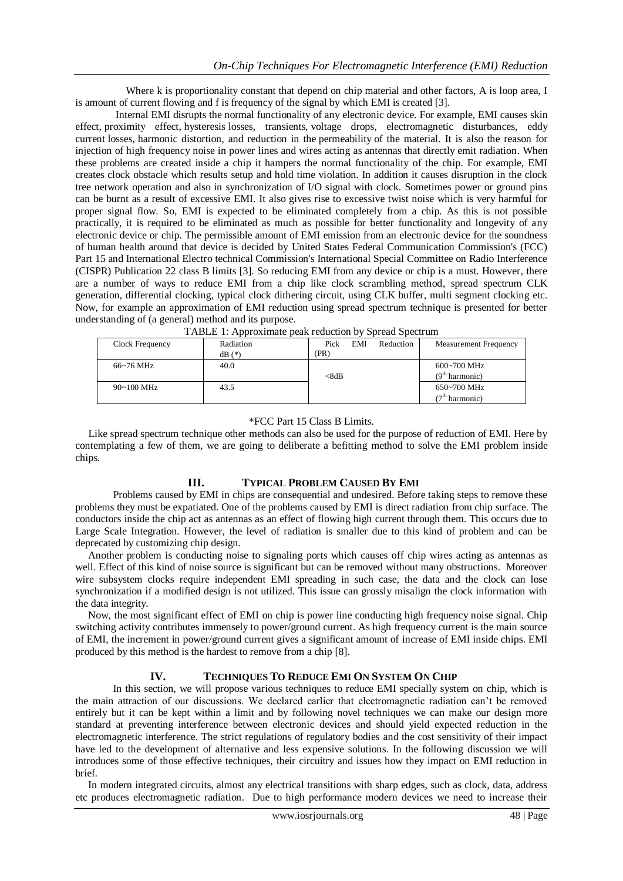Where k is proportionality constant that depend on chip material and other factors, A is loop area, I is amount of current flowing and f is frequency of the signal by which EMI is created [3].

Internal EMI disrupts the normal functionality of any electronic device. For example, EMI causes skin effect, proximity effect, hysteresis losses, transients, voltage drops, electromagnetic disturbances, eddy current losses, harmonic distortion, and reduction in the permeability of the material. It is also the reason for injection of high frequency noise in power lines and wires acting as antennas that directly emit radiation. When these problems are created inside a chip it hampers the normal functionality of the chip. For example, EMI creates clock obstacle which results setup and hold time violation. In addition it causes disruption in the clock tree network operation and also in synchronization of I/O signal with clock. Sometimes power or ground pins can be burnt as a result of excessive EMI. It also gives rise to excessive twist noise which is very harmful for proper signal flow. So, EMI is expected to be eliminated completely from a chip. As this is not possible practically, it is required to be eliminated as much as possible for better functionality and longevity of any electronic device or chip. The permissible amount of EMI emission from an electronic device for the soundness of human health around that device is decided by United States Federal Communication Commission's (FCC) Part 15 and International Electro technical Commission's International Special Committee on Radio Interference (CISPR) Publication 22 class B limits [3]. So reducing EMI from any device or chip is a must. However, there are a number of ways to reduce EMI from a chip like clock scrambling method, spread spectrum CLK generation, differential clocking, typical clock dithering circuit, using CLK buffer, multi segment clocking etc. Now, for example an approximation of EMI reduction using spread spectrum technique is presented for better understanding of (a general) method and its purpose.

TABLE 1: Approximate peak reduction by Spread Spectrum

| Clock Frequency | Radiation dB (*) | Pick EMI Reduction (PR) | Measurement Frequency |
|---|---|---|---|
| 66~76 MHz | 40.0 | <8dB | 600~700 MHz ($9^{th}$ harmonic) |
| 90~100 MHz | 43.5 | | 650~700 MHz ($7^{th}$ harmonic) |

*FCC Part 15 Class B Limits.

Like spread spectrum technique other methods can also be used for the purpose of reduction of EMI. Here by contemplating a few of them, we are going to deliberate a befitting method to solve the EMI problem inside chips.

## III. TYPICAL PROBLEM CAUSED BY EMI

Problems caused by EMI in chips are consequential and undesired. Before taking steps to remove these problems they must be expatiated. One of the problems caused by EMI is direct radiation from chip surface. The conductors inside the chip act as antennas as an effect of flowing high current through them. This occurs due to Large Scale Integration. However, the level of radiation is smaller due to this kind of problem and can be deprecated by customizing chip design.

Another problem is conducting noise to signaling ports which causes off chip wires acting as antennas as well. Effect of this kind of noise source is significant but can be removed without many obstructions. Moreover wire subsystem clocks require independent EMI spreading in such case, the data and the clock can lose synchronization if a modified design is not utilized. This issue can grossly misalign the clock information with the data integrity.

Now, the most significant effect of EMI on chip is power line conducting high frequency noise signal. Chip switching activity contributes immensely to power/ground current. As high frequency current is the main source of EMI, the increment in power/ground current gives a significant amount of increase of EMI inside chips. EMI produced by this method is the hardest to remove from a chip [8].

## IV. TECHNIQUES TO REDUCE EMI ON SYSTEM ON CHIP

In this section, we will propose various techniques to reduce EMI specially system on chip, which is the main attraction of our discussions. We declared earlier that electromagnetic radiation can't be removed entirely but it can be kept within a limit and by following novel techniques we can make our design more standard at preventing interference between electronic devices and should yield expected reduction in the electromagnetic interference. The strict regulations of regulatory bodies and the cost sensitivity of their impact have led to the development of alternative and less expensive solutions. In the following discussion we will introduces some of those effective techniques, their circuitry and issues how they impact on EMI reduction in brief.

In modern integrated circuits, almost any electrical transitions with sharp edges, such as clock, data, address etc produces electromagnetic radiation. Due to high performance modern devices we need to increase their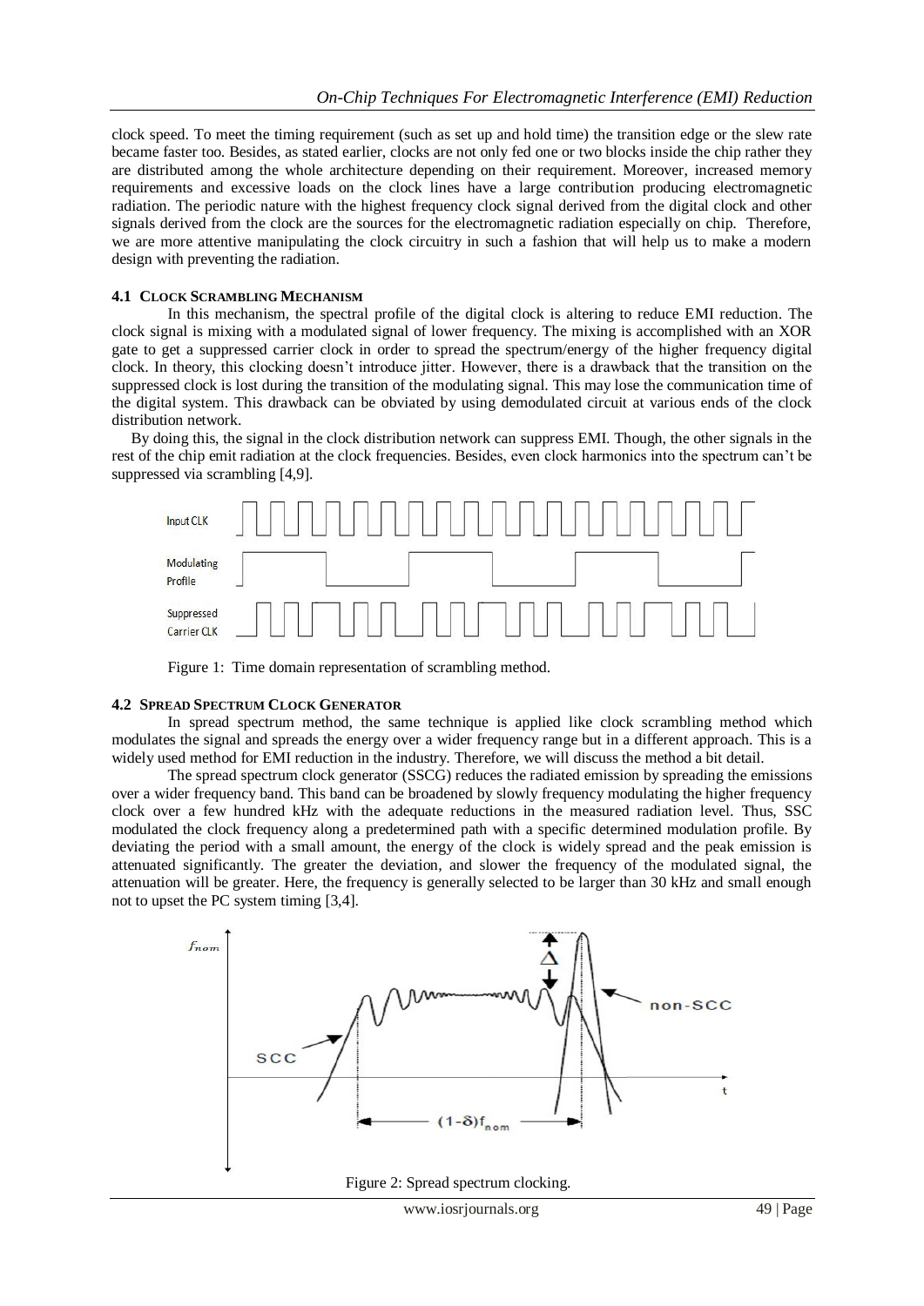clock speed. To meet the timing requirement (such as set up and hold time) the transition edge or the slew rate became faster too. Besides, as stated earlier, clocks are not only fed one or two blocks inside the chip rather they are distributed among the whole architecture depending on their requirement. Moreover, increased memory requirements and excessive loads on the clock lines have a large contribution producing electromagnetic radiation. The periodic nature with the highest frequency clock signal derived from the digital clock and other signals derived from the clock are the sources for the electromagnetic radiation especially on chip. Therefore, we are more attentive manipulating the clock circuitry in such a fashion that will help us to make a modern design with preventing the radiation.

### 4.1 CLOCK SCRAMBLING MECHANISM

In this mechanism, the spectral profile of the digital clock is altering to reduce EMI reduction. The clock signal is mixing with a modulated signal of lower frequency. The mixing is accomplished with an XOR gate to get a suppressed carrier clock in order to spread the spectrum/energy of the higher frequency digital clock. In theory, this clocking doesn't introduce jitter. However, there is a drawback that the transition on the suppressed clock is lost during the transition of the modulating signal. This may lose the communication time of the digital system. This drawback can be obviated by using demodulated circuit at various ends of the clock distribution network.

By doing this, the signal in the clock distribution network can suppress EMI. Though, the other signals in the rest of the chip emit radiation at the clock frequencies. Besides, even clock harmonics into the spectrum can't be suppressed via scrambling [4,9].

Figure 1: Time domain representation of scrambling method.

### 4.2 SPREAD SPECTRUM CLOCK GENERATOR

In spread spectrum method, the same technique is applied like clock scrambling method which modulates the signal and spreads the energy over a wider frequency range but in a different approach. This is a widely used method for EMI reduction in the industry. Therefore, we will discuss the method a bit detail.

The spread spectrum clock generator (SSCG) reduces the radiated emission by spreading the emissions over a wider frequency band. This band can be broadened by slowly frequency modulating the higher frequency clock over a few hundred kHz with the adequate reductions in the measured radiation level. Thus, SSC modulated the clock frequency along a predetermined path with a specific determined modulation profile. By deviating the period with a small amount, the energy of the clock is widely spread and the peak emission is attenuated significantly. The greater the deviation, and slower the frequency of the modulated signal, the attenuation will be greater. Here, the frequency is generally selected to be larger than 30 kHz and small enough not to upset the PC system timing [3,4].

Figure 2: Spread spectrum clocking.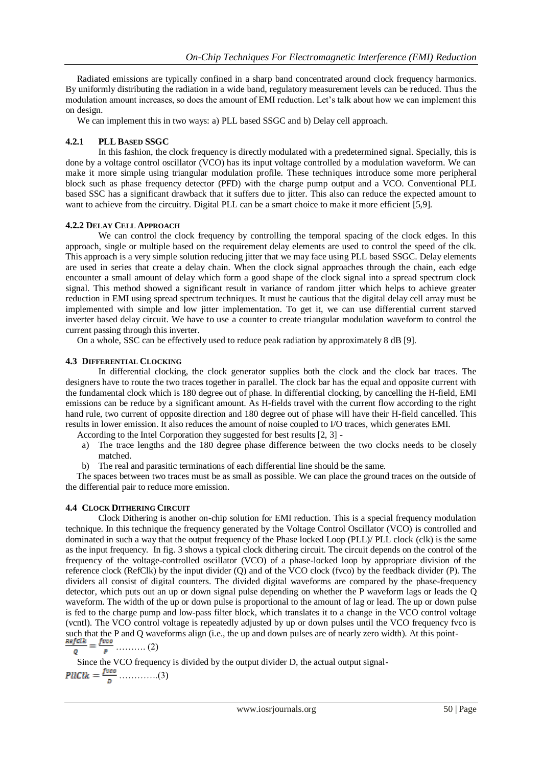Radiated emissions are typically confined in a sharp band concentrated around clock frequency harmonics. By uniformly distributing the radiation in a wide band, regulatory measurement levels can be reduced. Thus the modulation amount increases, so does the amount of EMI reduction. Let's talk about how we can implement this on design.

We can implement this in two ways: a) PLL based SSGC and b) Delay cell approach.

#### 4.2.1 PLL BASED SSGC

In this fashion, the clock frequency is directly modulated with a predetermined signal. Specially, this is done by a voltage control oscillator (VCO) has its input voltage controlled by a modulation waveform. We can make it more simple using triangular modulation profile. These techniques introduce some more peripheral block such as phase frequency detector (PFD) with the charge pump output and a VCO. Conventional PLL based SSC has a significant drawback that it suffers due to jitter. This also can reduce the expected amount to want to achieve from the circuitry. Digital PLL can be a smart choice to make it more efficient [5,9].

#### 4.2.2 DELAY CELL APPROACH

We can control the clock frequency by controlling the temporal spacing of the clock edges. In this approach, single or multiple based on the requirement delay elements are used to control the speed of the clk. This approach is a very simple solution reducing jitter that we may face using PLL based SSGC. Delay elements are used in series that create a delay chain. When the clock signal approaches through the chain, each edge encounter a small amount of delay which form a good shape of the clock signal into a spread spectrum clock signal. This method showed a significant result in variance of random jitter which helps to achieve greater reduction in EMI using spread spectrum techniques. It must be cautious that the digital delay cell array must be implemented with simple and low jitter implementation. To get it, we can use differential current starved inverter based delay circuit. We have to use a counter to create triangular modulation waveform to control the current passing through this inverter.

On a whole, SSC can be effectively used to reduce peak radiation by approximately 8 dB [9].

### 4.3 DIFFERENTIAL CLOCKING

In differential clocking, the clock generator supplies both the clock and the clock bar traces. The designers have to route the two traces together in parallel. The clock bar has the equal and opposite current with the fundamental clock which is 180 degree out of phase. In differential clocking, by cancelling the H-field, EMI emissions can be reduce by a significant amount. As H-fields travel with the current flow according to the right hand rule, two current of opposite direction and 180 degree out of phase will have their H-field cancelled. This results in lower emission. It also reduces the amount of noise coupled to I/O traces, which generates EMI.

According to the Intel Corporation they suggested for best results [2, 3] -

a) The trace lengths and the 180 degree phase difference between the two clocks needs to be closely matched.
b) The real and parasitic terminations of each differential line should be the same.

The spaces between two traces must be as small as possible. We can place the ground traces on the outside of the differential pair to reduce more emission.

### 4.4 CLOCK DITHERING CIRCUIT

Clock Dithering is another on-chip solution for EMI reduction. This is a special frequency modulation technique. In this technique the frequency generated by the Voltage Control Oscillator (VCO) is controlled and dominated in such a way that the output frequency of the Phase locked Loop (PLL)/ PLL clock (clk) is the same as the input frequency. In fig. 3 shows a typical clock dithering circuit. The circuit depends on the control of the frequency of the voltage-controlled oscillator (VCO) of a phase-locked loop by appropriate division of the reference clock (RefClk) by the input divider (Q) and of the VCO clock (fvco) by the feedback divider (P). The dividers all consist of digital counters. The divided digital waveforms are compared by the phase-frequency detector, which puts out an up or down signal pulse depending on whether the P waveform lags or leads the Q waveform. The width of the up or down pulse is proportional to the amount of lag or lead. The up or down pulse is fed to the charge pump and low-pass filter block, which translates it to a change in the VCO control voltage (vcntl). The VCO control voltage is repeatedly adjusted by up or down pulses until the VCO frequency fvco is such that the P and Q waveforms align (i.e., the up and down pulses are of nearly zero width). At this point-

$$\frac{RefClk}{Q} = \frac{f_{vco}}{P} \quad \text{.......... (2)}$$

Since the VCO frequency is divided by the output divider D, the actual output signal-

$$PllClk = \frac{f_{vco}}{D} \quad \text{.............(3)}$$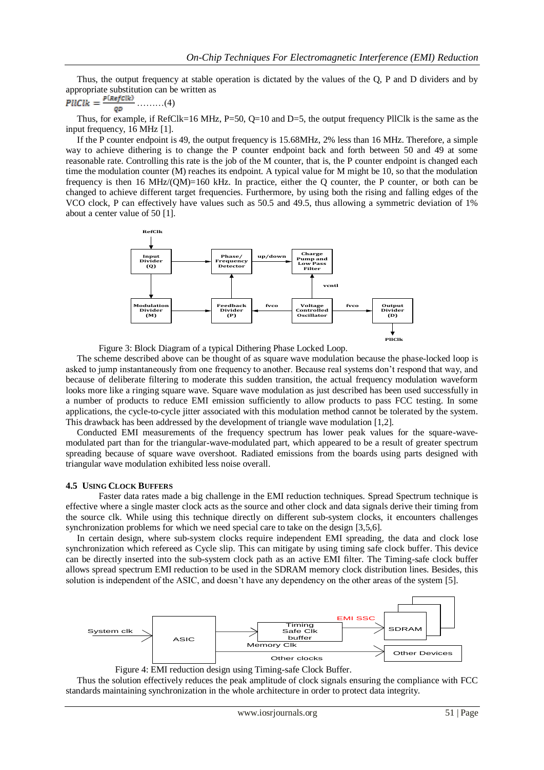Thus, the output frequency at stable operation is dictated by the values of the Q, P and D dividers and by appropriate substitution can be written as

$$PllClk = \frac{P(RefClk)}{QD} \quad \text{.........(4)}$$

Thus, for example, if RefClk=16 MHz, P=50, Q=10 and D=5, the output frequency PllClk is the same as the input frequency, 16 MHz [1].

If the P counter endpoint is 49, the output frequency is 15.68MHz, 2% less than 16 MHz. Therefore, a simple way to achieve dithering is to change the P counter endpoint back and forth between 50 and 49 at some reasonable rate. Controlling this rate is the job of the M counter, that is, the P counter endpoint is changed each time the modulation counter (M) reaches its endpoint. A typical value for M might be 10, so that the modulation frequency is then 16 MHz/(QM)=160 kHz. In practice, either the Q counter, the P counter, or both can be changed to achieve different target frequencies. Furthermore, by using both the rising and falling edges of the VCO clock, P can effectively have values such as 50.5 and 49.5, thus allowing a symmetric deviation of 1% about a center value of 50 [1].

Figure 3: Block Diagram of a typical Dithering Phase Locked Loop.

The scheme described above can be thought of as square wave modulation because the phase-locked loop is asked to jump instantaneously from one frequency to another. Because real systems don't respond that way, and because of deliberate filtering to moderate this sudden transition, the actual frequency modulation waveform looks more like a ringing square wave. Square wave modulation as just described has been used successfully in a number of products to reduce EMI emission sufficiently to allow products to pass FCC testing. In some applications, the cycle-to-cycle jitter associated with this modulation method cannot be tolerated by the system. This drawback has been addressed by the development of triangle wave modulation [1,2].

Conducted EMI measurements of the frequency spectrum has lower peak values for the square-wave-modulated part than for the triangular-wave-modulated part, which appeared to be a result of greater spectrum spreading because of square wave overshoot. Radiated emissions from the boards using parts designed with triangular wave modulation exhibited less noise overall.

### 4.5 Using Clock Buffers

Faster data rates made a big challenge in the EMI reduction techniques. Spread Spectrum technique is effective where a single master clock acts as the source and other clock and data signals derive their timing from the source clk. While using this technique directly on different sub-system clocks, it encounters challenges synchronization problems for which we need special care to take on the design [3,5,6].

In certain design, where sub-system clocks require independent EMI spreading, the data and clock lose synchronization which refereed as Cycle slip. This can mitigate by using timing safe clock buffer. This device can be directly inserted into the sub-system clock path as an active EMI filter. The Timing-safe clock buffer allows spread spectrum EMI reduction to be used in the SDRAM memory clock distribution lines. Besides, this solution is independent of the ASIC, and doesn't have any dependency on the other areas of the system [5].

Figure 4: EMI reduction design using Timing-safe Clock Buffer.

Thus the solution effectively reduces the peak amplitude of clock signals ensuring the compliance with FCC standards maintaining synchronization in the whole architecture in order to protect data integrity.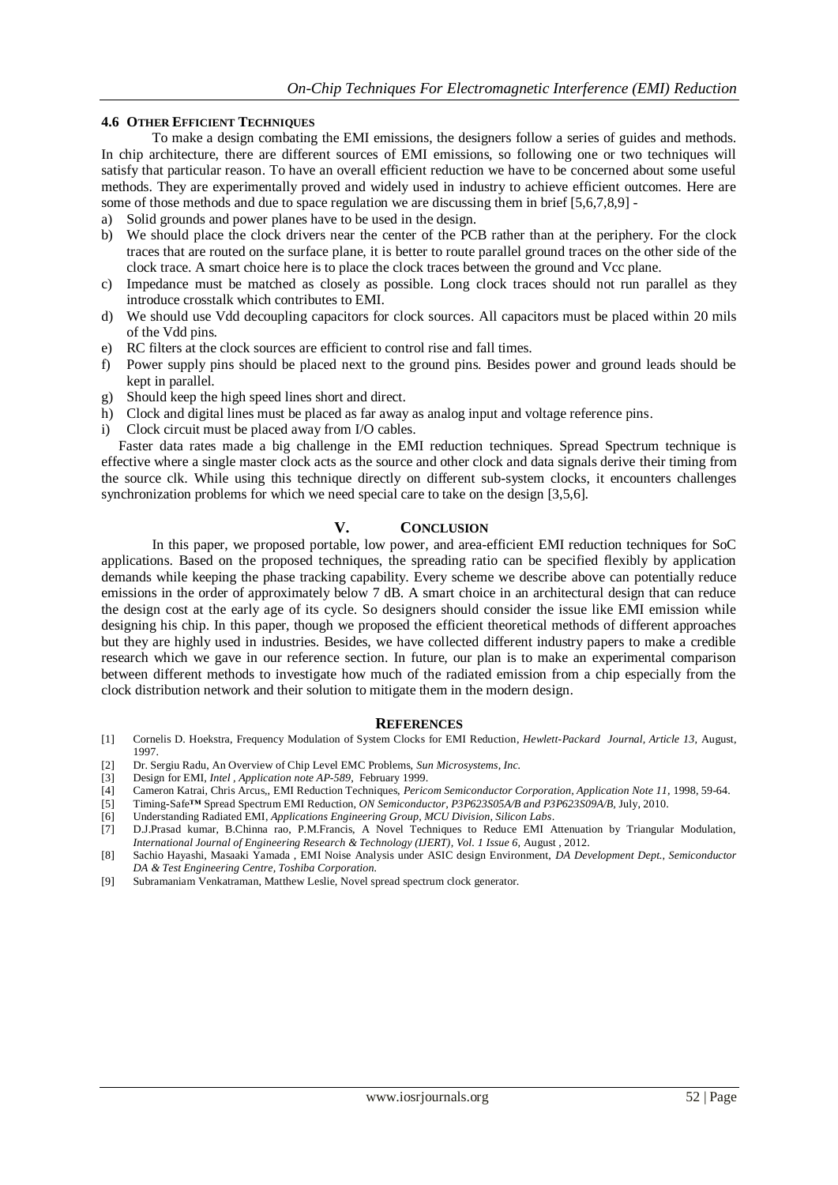#### 4.6 OTHER EFFICIENT TECHNIQUES

To make a design combating the EMI emissions, the designers follow a series of guides and methods. In chip architecture, there are different sources of EMI emissions, so following one or two techniques will satisfy that particular reason. To have an overall efficient reduction we have to be concerned about some useful methods. They are experimentally proved and widely used in industry to achieve efficient outcomes. Here are some of those methods and due to space regulation we are discussing them in brief [5,6,7,8,9] -

a) Solid grounds and power planes have to be used in the design.
b) We should place the clock drivers near the center of the PCB rather than at the periphery. For the clock traces that are routed on the surface plane, it is better to route parallel ground traces on the other side of the clock trace. A smart choice here is to place the clock traces between the ground and Vcc plane.
c) Impedance must be matched as closely as possible. Long clock traces should not run parallel as they introduce crosstalk which contributes to EMI.
d) We should use Vdd decoupling capacitors for clock sources. All capacitors must be placed within 20 mils of the Vdd pins.
e) RC filters at the clock sources are efficient to control rise and fall times.
f) Power supply pins should be placed next to the ground pins. Besides power and ground leads should be kept in parallel.
g) Should keep the high speed lines short and direct.
h) Clock and digital lines must be placed as far away as analog input and voltage reference pins.
i) Clock circuit must be placed away from I/O cables.

Faster data rates made a big challenge in the EMI reduction techniques. Spread Spectrum technique is effective where a single master clock acts as the source and other clock and data signals derive their timing from the source clk. While using this technique directly on different sub-system clocks, it encounters challenges synchronization problems for which we need special care to take on the design [3,5,6].

## V. CONCLUSION

In this paper, we proposed portable, low power, and area-efficient EMI reduction techniques for SoC applications. Based on the proposed techniques, the spreading ratio can be specified flexibly by application demands while keeping the phase tracking capability. Every scheme we describe above can potentially reduce emissions in the order of approximately below 7 dB. A smart choice in an architectural design that can reduce the design cost at the early age of its cycle. So designers should consider the issue like EMI emission while designing his chip. In this paper, though we proposed the efficient theoretical methods of different approaches but they are highly used in industries. Besides, we have collected different industry papers to make a credible research which we gave in our reference section. In future, our plan is to make an experimental comparison between different methods to investigate how much of the radiated emission from a chip especially from the clock distribution network and their solution to mitigate them in the modern design.

## REFERENCES

[1] Cornelis D. Hoekstra, Frequency Modulation of System Clocks for EMI Reduction, *Hewlett-Packard Journal, Article 13*, August, 1997.

[2] Dr. Sergiu Radu, An Overview of Chip Level EMC Problems, *Sun Microsystems, Inc.*

[3] Design for EMI, *Intel , Application note AP-589*, February 1999.

[4] Cameron Katrai, Chris Arcus,, EMI Reduction Techniques, *Pericom Semiconductor Corporation, Application Note 11,* 1998, 59-64.

[5] Timing-Safe™ Spread Spectrum EMI Reduction, *ON Semiconductor, P3P623S05A/B and P3P623S09A/B*, July, 2010.

[6] Understanding Radiated EMI, *Applications Engineering Group, MCU Division, Silicon Labs*.

[7] D.J.Prasad kumar, B.Chinna rao, P.M.Francis, A Novel Techniques to Reduce EMI Attenuation by Triangular Modulation, *International Journal of Engineering Research & Technology (IJERT), Vol. 1 Issue 6,* August , 2012.

[8] Sachio Hayashi, Masaaki Yamada , EMI Noise Analysis under ASIC design Environment, *DA Development Dept., Semiconductor DA & Test Engineering Centre, Toshiba Corporation.*

[9] Subramaniam Venkatraman, Matthew Leslie, Novel spread spectrum clock generator.